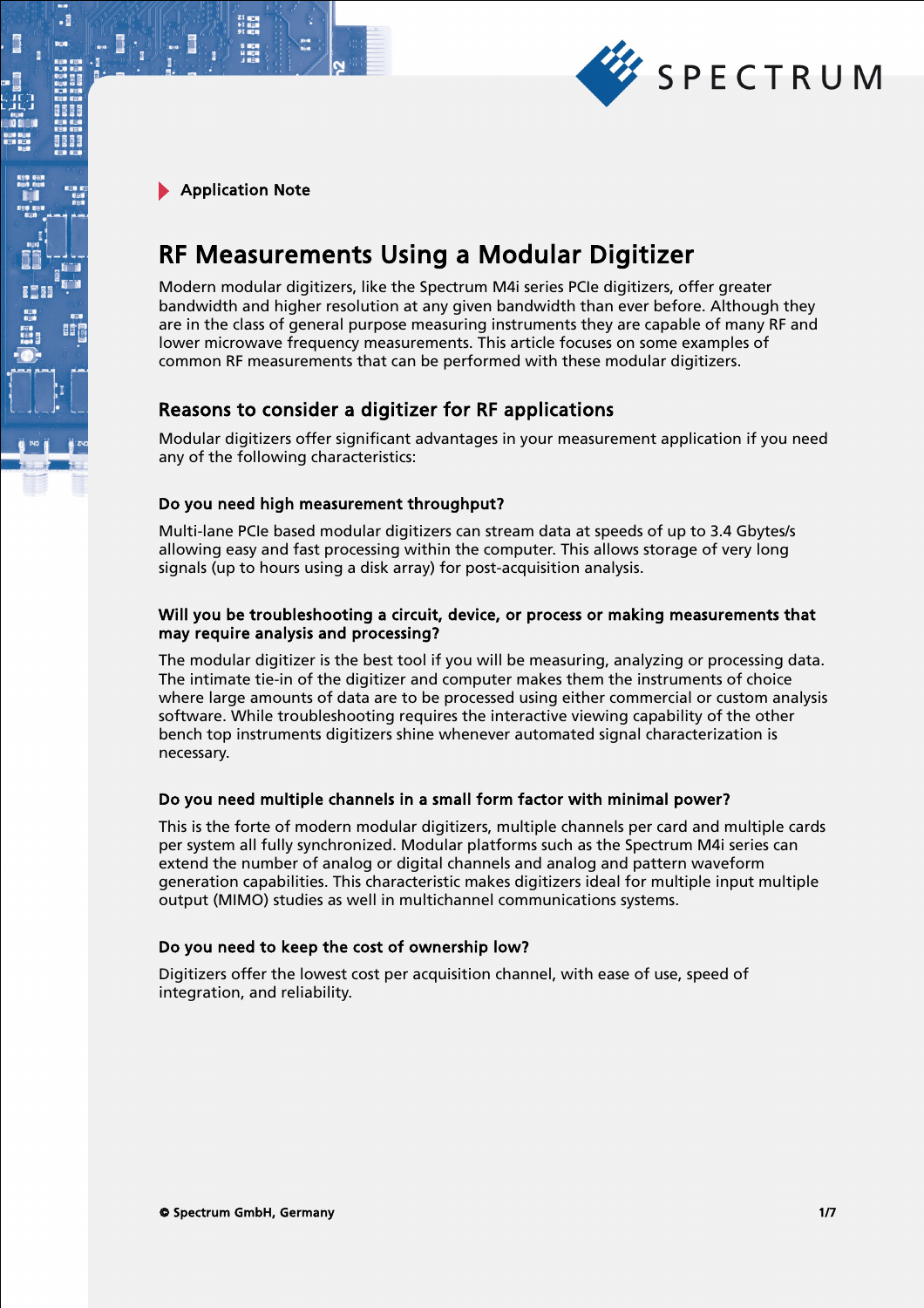Application Note

# RF Measurements Using a Modular Digitizer

Modern modular digitizers, like the Spectrum M4i series PCIe digitizers, offer greater bandwidth and higher resolution at any given bandwidth than ever before. Although they are in the class of general purpose measuring instruments they are capable of many RF and lower microwave frequency measurements. This article focuses on some examples of common RF measurements that can be performed with these modular digitizers.

## Reasons to consider a digitizer for RF applications

Modular digitizers offer significant advantages in your measurement application if you need any of the following characteristics:

### Do you need high measurement throughput?

Multi-lane PCIe based modular digitizers can stream data at speeds of up to 3.4 Gbytes/s allowing easy and fast processing within the computer. This allows storage of very long signals (up to hours using a disk array) for post-acquisition analysis.

### Will you be troubleshooting a circuit, device, or process or making measurements that may require analysis and processing?

The modular digitizer is the best tool if you will be measuring, analyzing or processing data. The intimate tie-in of the digitizer and computer makes them the instruments of choice where large amounts of data are to be processed using either commercial or custom analysis software. While troubleshooting requires the interactive viewing capability of the other bench top instruments digitizers shine whenever automated signal characterization is necessary.

### Do you need multiple channels in a small form factor with minimal power?

This is the forte of modern modular digitizers, multiple channels per card and multiple cards per system all fully synchronized. Modular platforms such as the Spectrum M4i series can extend the number of analog or digital channels and analog and pattern waveform generation capabilities. This characteristic makes digitizers ideal for multiple input multiple output (MIMO) studies as well in multichannel communications systems.

### Do you need to keep the cost of ownership low?

Digitizers offer the lowest cost per acquisition channel, with ease of use, speed of integration, and reliability.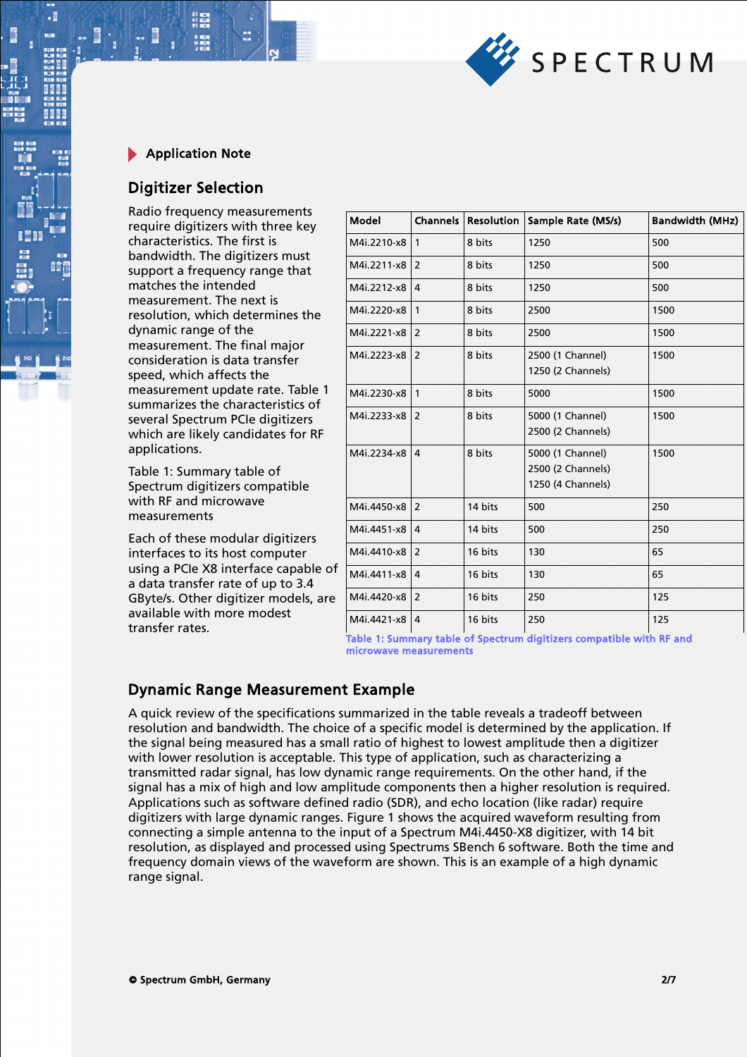Application Note

## Digitizer Selection

Radio frequency measurements require digitizers with three key characteristics. The first is bandwidth. The digitizers must support a frequency range that matches the intended measurement. The next is resolution, which determines the dynamic range of the measurement. The final major consideration is data transfer speed, which affects the measurement update rate. Table 1 summarizes the characteristics of several Spectrum PCIe digitizers which are likely candidates for RF applications.

Table 1: Summary table of Spectrum digitizers compatible with RF and microwave measurements

Each of these modular digitizers interfaces to its host computer using a PCIe X8 interface capable of a data transfer rate of up to 3.4 GByte/s. Other digitizer models, are available with more modest transfer rates.

| Model | Channels | Resolution | Sample Rate (MS/s) | Bandwidth (MHz) |
|---|---|---|---|---|
| M4i.2210-x8 | 1 | 8 bits | 1250 | 500 |
| M4i.2211-x8 | 2 | 8 bits | 1250 | 500 |
| M4i.2212-x8 | 4 | 8 bits | 1250 | 500 |
| M4i.2220-x8 | 1 | 8 bits | 2500 | 1500 |
| M4i.2221-x8 | 2 | 8 bits | 2500 | 1500 |
| M4i.2223-x8 | 2 | 8 bits | 2500 (1 Channel)<br>1250 (2 Channels) | 1500 |
| M4i.2230-x8 | 1 | 8 bits | 5000 | 1500 |
| M4i.2233-x8 | 2 | 8 bits | 5000 (1 Channel)<br>2500 (2 Channels) | 1500 |
| M4i.2234-x8 | 4 | 8 bits | 5000 (1 Channel)<br>2500 (2 Channels)<br>1250 (4 Channels) | 1500 |
| M4i.4450-x8 | 2 | 14 bits | 500 | 250 |
| M4i.4451-x8 | 4 | 14 bits | 500 | 250 |
| M4i.4410-x8 | 2 | 16 bits | 130 | 65 |
| M4i.4411-x8 | 4 | 16 bits | 130 | 65 |
| M4i.4420-x8 | 2 | 16 bits | 250 | 125 |
| M4i.4421-x8 | 4 | 16 bits | 250 | 125 |

Table 1: Summary table of Spectrum digitizers compatible with RF and microwave measurements

## Dynamic Range Measurement Example

A quick review of the specifications summarized in the table reveals a tradeoff between resolution and bandwidth. The choice of a specific model is determined by the application. If the signal being measured has a small ratio of highest to lowest amplitude then a digitizer with lower resolution is acceptable. This type of application, such as characterizing a transmitted radar signal, has low dynamic range requirements. On the other hand, if the signal has a mix of high and low amplitude components then a higher resolution is required. Applications such as software defined radio (SDR), and echo location (like radar) require digitizers with large dynamic ranges. Figure 1 shows the acquired waveform resulting from connecting a simple antenna to the input of a Spectrum M4i.4450-X8 digitizer, with 14 bit resolution, as displayed and processed using Spectrums SBench 6 software. Both the time and frequency domain views of the waveform are shown. This is an example of a high dynamic range signal.

© Spectrum GmbH, Germany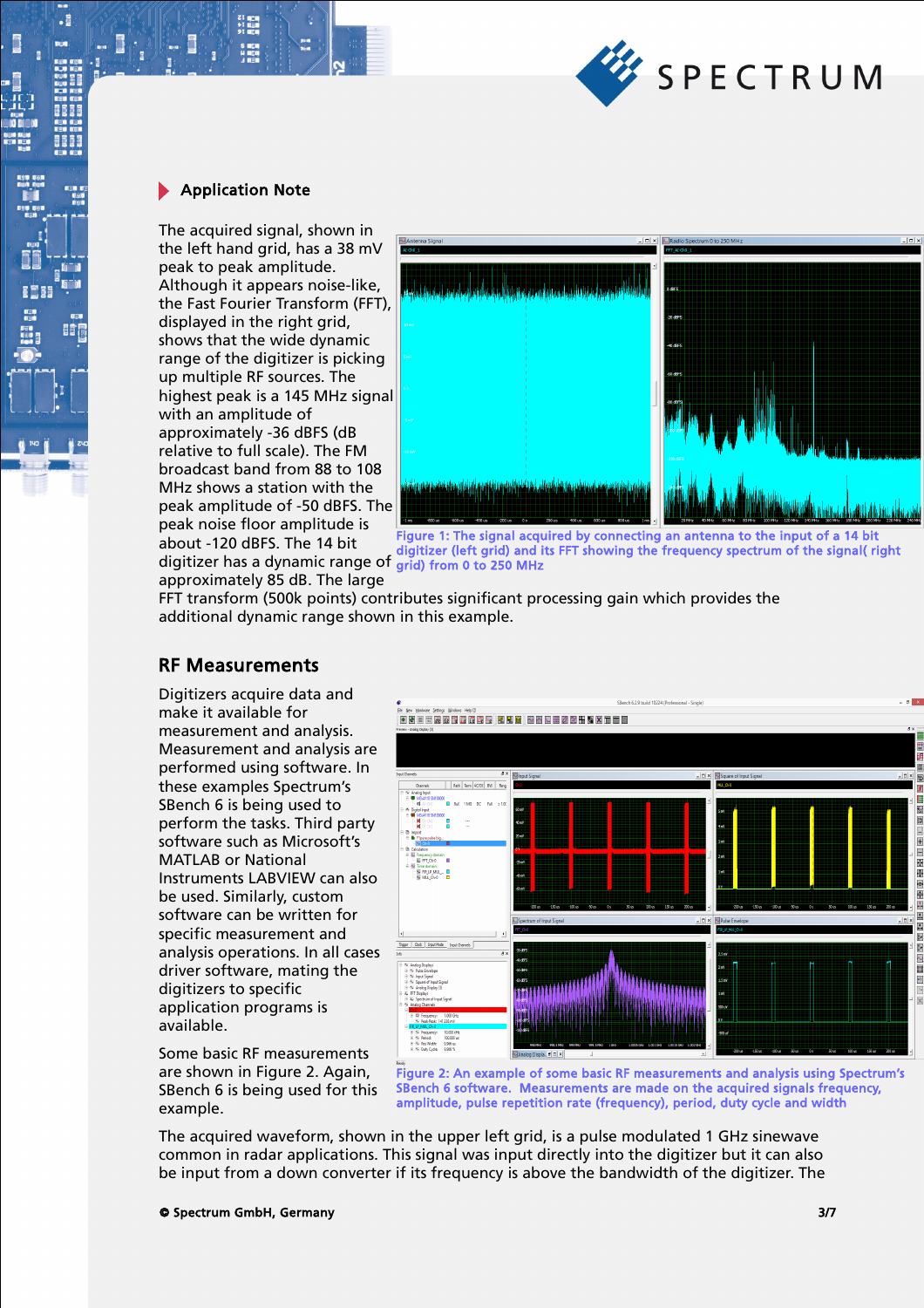## Application Note

The acquired signal, shown in the left hand grid, has a 38 mV peak to peak amplitude. Although it appears noise-like, the Fast Fourier Transform (FFT), displayed in the right grid, shows that the wide dynamic range of the digitizer is picking up multiple RF sources. The highest peak is a 145 MHz signal with an amplitude of approximately -36 dBFS (dB relative to full scale). The FM broadcast band from 88 to 108 MHz shows a station with the peak amplitude of -50 dBFS. The peak noise floor amplitude is about -120 dBFS. The 14 bit digitizer has a dynamic range of approximately 85 dB. The large FFT transform (500k points) contributes significant processing gain which provides the additional dynamic range shown in this example.

Figure 1: The signal acquired by connecting an antenna to the input of a 14 bit digitizer (left grid) and its FFT showing the frequency spectrum of the signal( right grid) from 0 to 250 MHz

## RF Measurements

Digitizers acquire data and make it available for measurement and analysis. Measurement and analysis are performed using software. In these examples Spectrum's SBench 6 is being used to perform the tasks. Third party software such as Microsoft's MATLAB or National Instruments LABVIEW can also be used. Similarly, custom software can be written for specific measurement and analysis operations. In all cases driver software, mating the digitizers to specific application programs is available.

Some basic RF measurements are shown in Figure 2. Again, SBench 6 is being used for this example.

Figure 2: An example of some basic RF measurements and analysis using Spectrum's SBench 6 software. Measurements are made on the acquired signals frequency, amplitude, pulse repetition rate (frequency), period, duty cycle and width

The acquired waveform, shown in the upper left grid, is a pulse modulated 1 GHz sinewave common in radar applications. This signal was input directly into the digitizer but it can also be input from a down converter if its frequency is above the bandwidth of the digitizer. The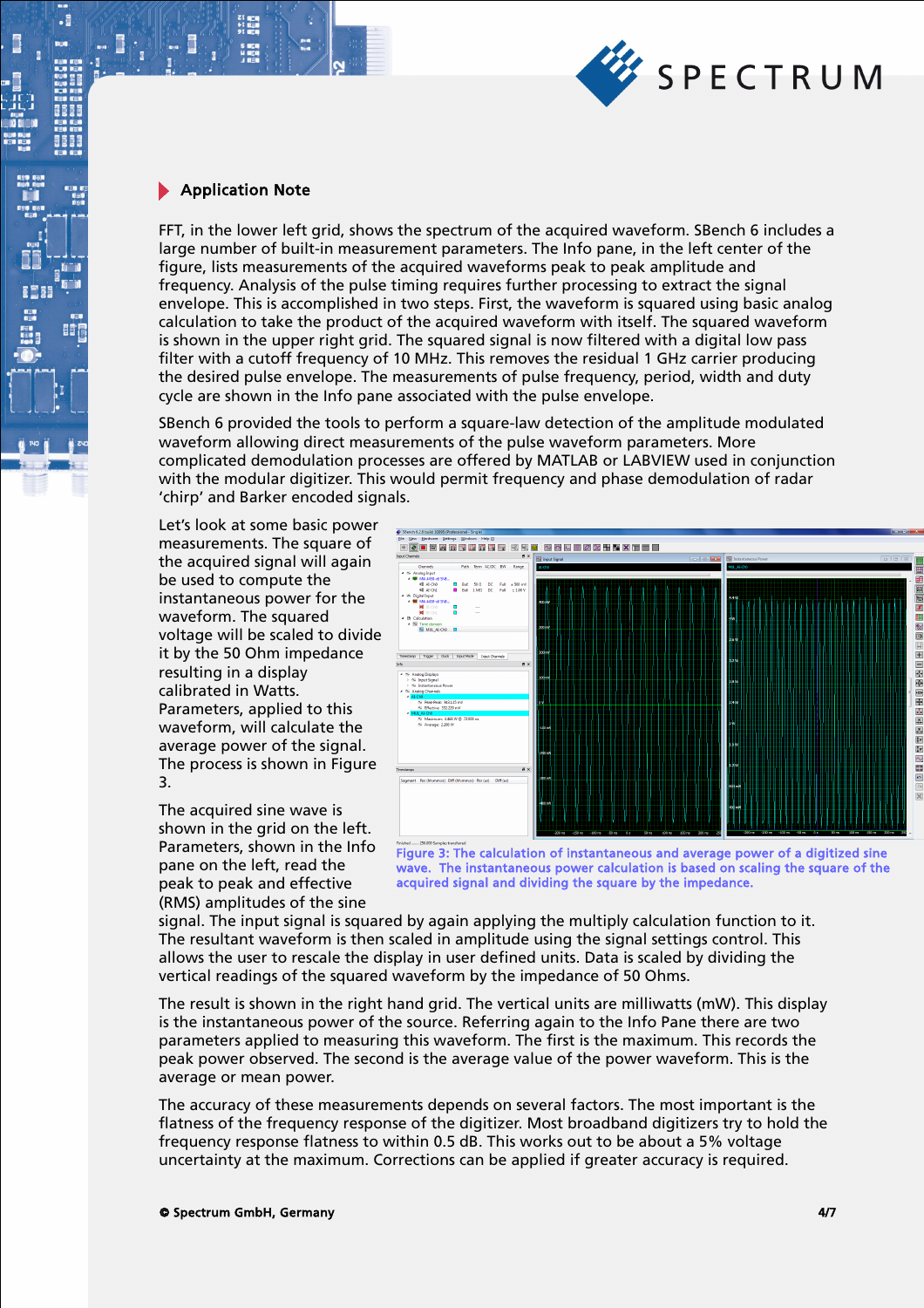FFT, in the lower left grid, shows the spectrum of the acquired waveform. SBench 6 includes a large number of built-in measurement parameters. The Info pane, in the left center of the figure, lists measurements of the acquired waveforms peak to peak amplitude and frequency. Analysis of the pulse timing requires further processing to extract the signal envelope. This is accomplished in two steps. First, the waveform is squared using basic analog calculation to take the product of the acquired waveform with itself. The squared waveform is shown in the upper right grid. The squared signal is now filtered with a digital low pass filter with a cutoff frequency of 10 MHz. This removes the residual 1 GHz carrier producing the desired pulse envelope. The measurements of pulse frequency, period, width and duty cycle are shown in the Info pane associated with the pulse envelope.

SBench 6 provided the tools to perform a square-law detection of the amplitude modulated waveform allowing direct measurements of the pulse waveform parameters. More complicated demodulation processes are offered by MATLAB or LABVIEW used in conjunction with the modular digitizer. This would permit frequency and phase demodulation of radar 'chirp' and Barker encoded signals.

Let's look at some basic power measurements. The square of the acquired signal will again be used to compute the instantaneous power for the waveform. The squared voltage will be scaled to divide it by the 50 Ohm impedance resulting in a display calibrated in Watts. Parameters, applied to this waveform, will calculate the average power of the signal. The process is shown in Figure 3.

Figure 3: The calculation of instantaneous and average power of a digitized sine wave. The instantaneous power calculation is based on scaling the square of the acquired signal and dividing the square by the impedance.

The acquired sine wave is shown in the grid on the left. Parameters, shown in the Info pane on the left, read the peak to peak and effective (RMS) amplitudes of the sine signal. The input signal is squared by again applying the multiply calculation function to it. The resultant waveform is then scaled in amplitude using the signal settings control. This allows the user to rescale the display in user defined units. Data is scaled by dividing the vertical readings of the squared waveform by the impedance of 50 Ohms.

The result is shown in the right hand grid. The vertical units are milliwatts (mW). This display is the instantaneous power of the source. Referring again to the Info Pane there are two parameters applied to measuring this waveform. The first is the maximum. This records the peak power observed. The second is the average value of the power waveform. This is the average or mean power.

The accuracy of these measurements depends on several factors. The most important is the flatness of the frequency response of the digitizer. Most broadband digitizers try to hold the frequency response flatness to within 0.5 dB. This works out to be about a 5% voltage uncertainty at the maximum. Corrections can be applied if greater accuracy is required.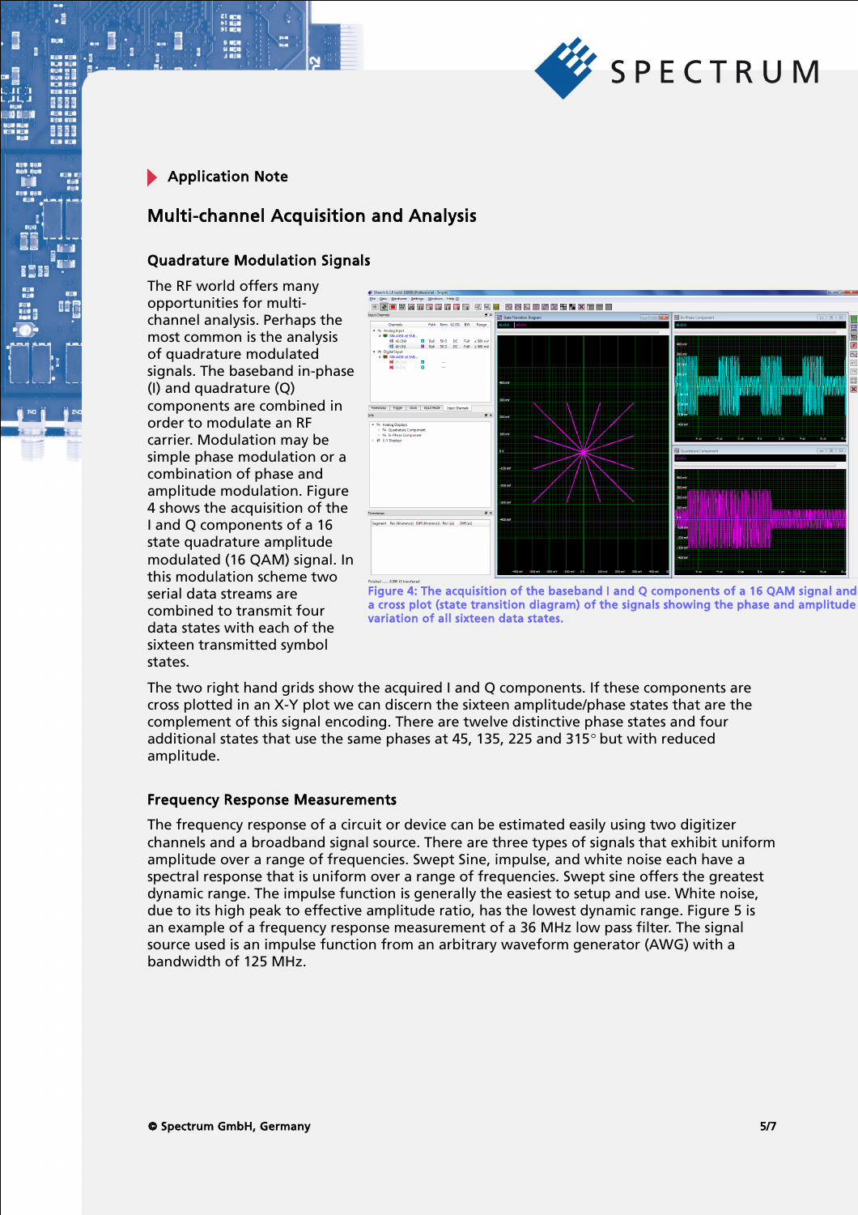## Application Note

# Multi-channel Acquisition and Analysis

### Quadrature Modulation Signals

The RF world offers many opportunities for multi-channel analysis. Perhaps the most common is the analysis of quadrature modulated signals. The baseband in-phase (I) and quadrature (Q) components are combined in order to modulate an RF carrier. Modulation may be simple phase modulation or a combination of phase and amplitude modulation. Figure 4 shows the acquisition of the I and Q components of a 16 state quadrature amplitude modulated (16 QAM) signal. In this modulation scheme two serial data streams are combined to transmit four data states with each of the sixteen transmitted symbol states.

Figure 4: The acquisition of the baseband I and Q components of a 16 QAM signal and a cross plot (state transition diagram) of the signals showing the phase and amplitude variation of all sixteen data states.

The two right hand grids show the acquired I and Q components. If these components are cross plotted in an X-Y plot we can discern the sixteen amplitude/phase states that are the complement of this signal encoding. There are twelve distinctive phase states and four additional states that use the same phases at 45, 135, 225 and 315° but with reduced amplitude.

### Frequency Response Measurements

The frequency response of a circuit or device can be estimated easily using two digitizer channels and a broadband signal source. There are three types of signals that exhibit uniform amplitude over a range of frequencies. Swept Sine, impulse, and white noise each have a spectral response that is uniform over a range of frequencies. Swept sine offers the greatest dynamic range. The impulse function is generally the easiest to setup and use. White noise, due to its high peak to effective amplitude ratio, has the lowest dynamic range. Figure 5 is an example of a frequency response measurement of a 36 MHz low pass filter. The signal source used is an impulse function from an arbitrary waveform generator (AWG) with a bandwidth of 125 MHz.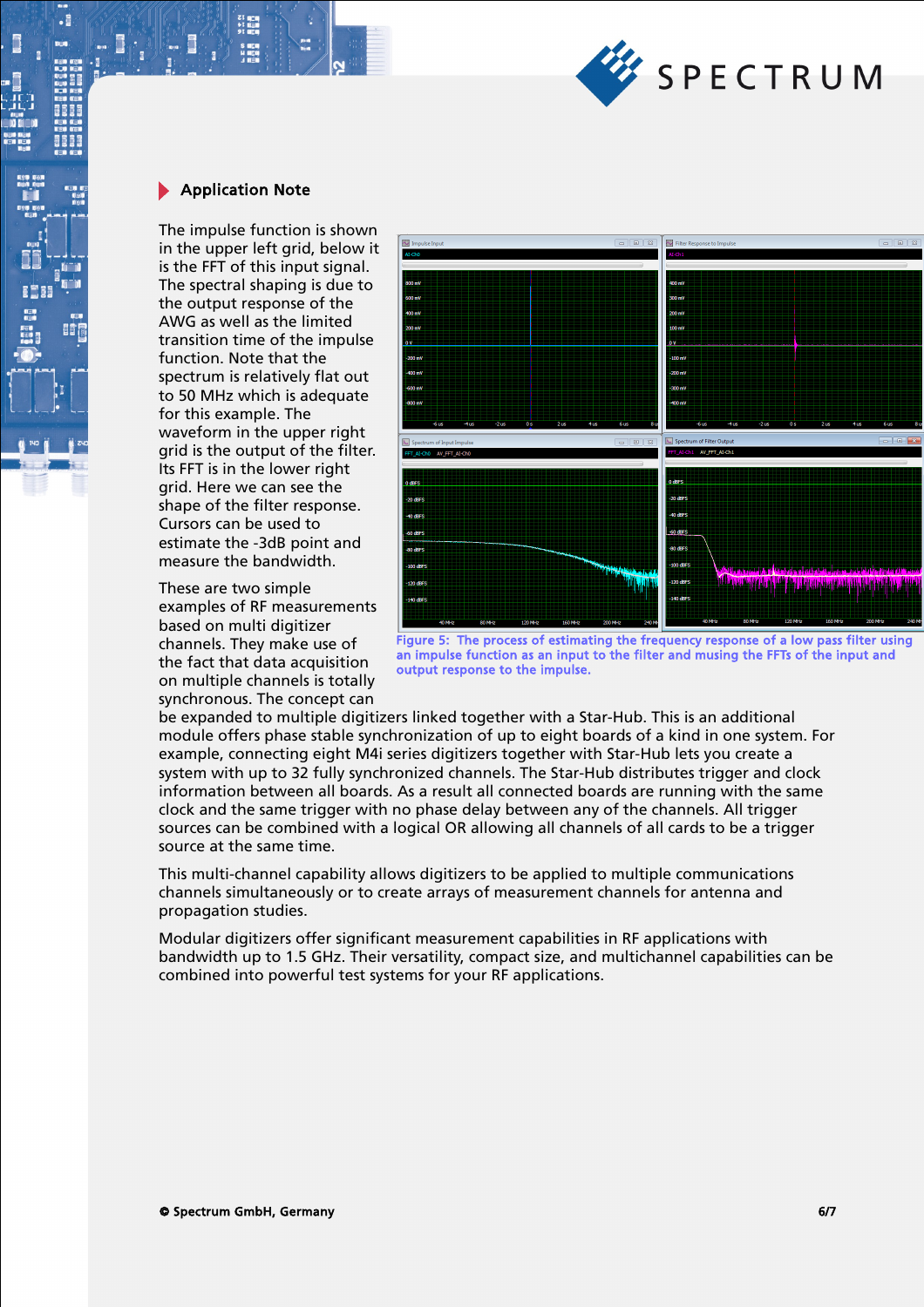## Application Note

The impulse function is shown in the upper left grid, below it is the FFT of this input signal. The spectral shaping is due to the output response of the AWG as well as the limited transition time of the impulse function. Note that the spectrum is relatively flat out to 50 MHz which is adequate for this example. The waveform in the upper right grid is the output of the filter. Its FFT is in the lower right grid. Here we can see the shape of the filter response. Cursors can be used to estimate the -3dB point and measure the bandwidth.

Figure 5: The process of estimating the frequency response of a low pass filter using an impulse function as an input to the filter and musing the FFTs of the input and output response to the impulse.

These are two simple examples of RF measurements based on multi digitizer channels. They make use of the fact that data acquisition on multiple channels is totally synchronous. The concept can be expanded to multiple digitizers linked together with a Star-Hub. This is an additional module offers phase stable synchronization of up to eight boards of a kind in one system. For example, connecting eight M4i series digitizers together with Star-Hub lets you create a system with up to 32 fully synchronized channels. The Star-Hub distributes trigger and clock information between all boards. As a result all connected boards are running with the same clock and the same trigger with no phase delay between any of the channels. All trigger sources can be combined with a logical OR allowing all channels of all cards to be a trigger source at the same time.

This multi-channel capability allows digitizers to be applied to multiple communications channels simultaneously or to create arrays of measurement channels for antenna and propagation studies.

Modular digitizers offer significant measurement capabilities in RF applications with bandwidth up to 1.5 GHz. Their versatility, compact size, and multichannel capabilities can be combined into powerful test systems for your RF applications.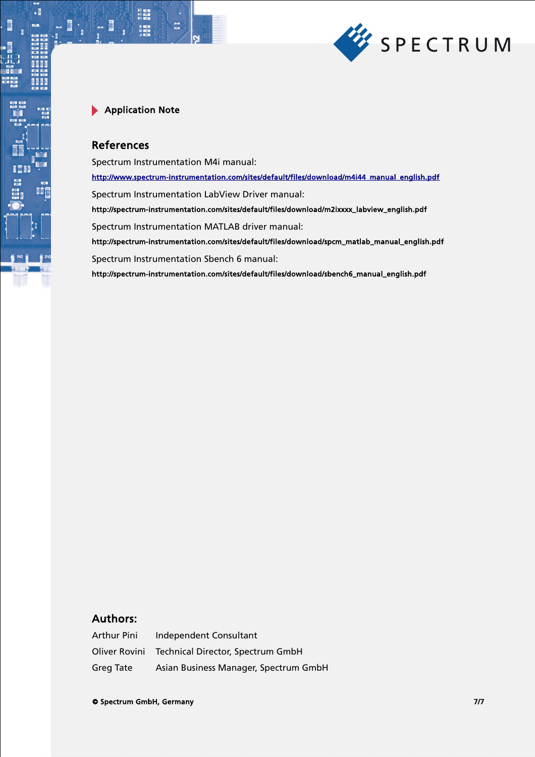Application Note

## References

Spectrum Instrumentation M4i manual:

http://www.spectrum-instrumentation.com/sites/default/files/download/m4i44_manual_english.pdf

Spectrum Instrumentation LabView Driver manual:

http://spectrum-instrumentation.com/sites/default/files/download/m2ixxxx_labview_english.pdf

Spectrum Instrumentation MATLAB driver manual:

http://spectrum-instrumentation.com/sites/default/files/download/spcm_matlab_manual_english.pdf

Spectrum Instrumentation Sbench 6 manual:

http://spectrum-instrumentation.com/sites/default/files/download/sbench6_manual_english.pdf

## Authors:

| | |
|---|---|
| Arthur Pini | Independent Consultant |
| Oliver Rovini | Technical Director, Spectrum GmbH |
| Greg Tate | Asian Business Manager, Spectrum GmbH |

© Spectrum GmbH, Germany